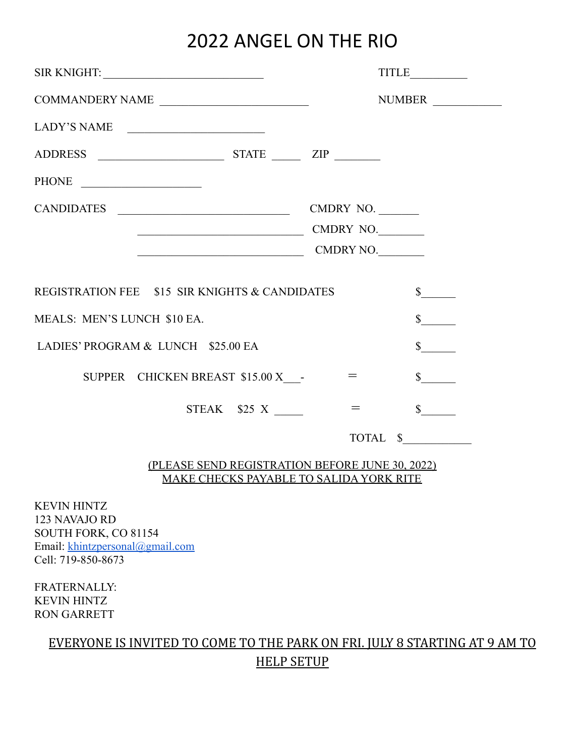# 2022 ANGEL ON THE RIO

SIR KNIGHT: ___________________________ TITLE__________

COMMANDERY NAME ________________________ NUMBER ___________

LADY'S NAME ______________________

ADDRESS ____________________ STATE _____ ZIP ________

PHONE ___________________

CANDIDATES ____________________________ CMDRY NO. _______

____________________________ CMDRY NO.________

____________________________ CMDRY NO.________

REGISTRATION FEE $15 SIR KNIGHTS & CANDIDATES $______

MEALS: MEN'S LUNCH $10 EA. $______

LADIES' PROGRAM & LUNCH $25.00 EA $______

SUPPER CHICKEN BREAST $15.00 X___- = $______

STEAK $25 X _____ = $______

TOTAL $____________

<u>(PLEASE SEND REGISTRATION BEFORE JUNE 30, 2022)</u>
<u>MAKE CHECKS PAYABLE TO SALIDA YORK RITE</u>

KEVIN HINTZ
123 NAVAJO RD
SOUTH FORK, CO 81154
Email: khintzpersonal@gmail.com
Cell: 719-850-8673

FRATERNALLY:
KEVIN HINTZ
RON GARRETT

<u>EVERYONE IS INVITED TO COME TO THE PARK ON FRI. JULY 8 STARTING AT 9 AM TO HELP SETUP</u>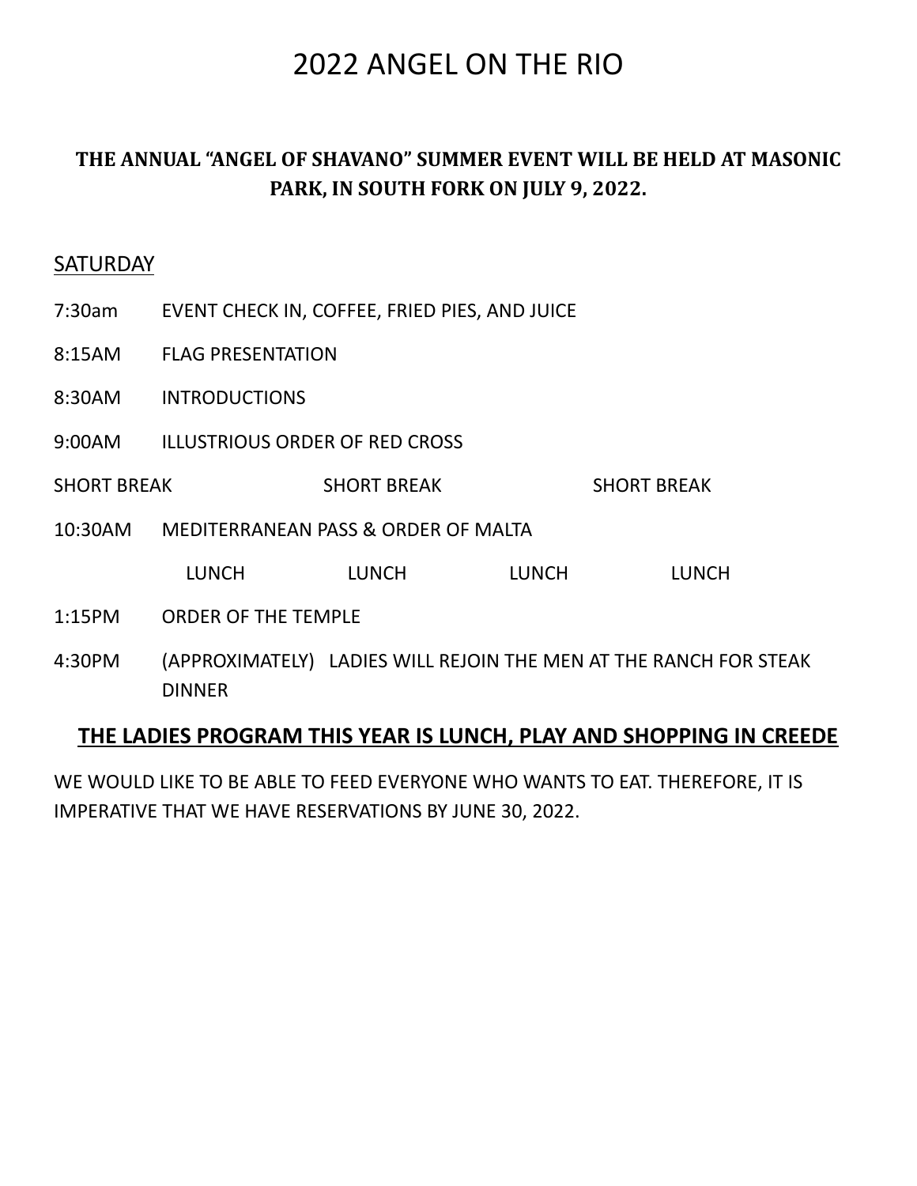# 2022 ANGEL ON THE RIO

**THE ANNUAL "ANGEL OF SHAVANO" SUMMER EVENT WILL BE HELD AT MASONIC PARK, IN SOUTH FORK ON JULY 9, 2022.**

<u>SATURDAY</u>

7:30am EVENT CHECK IN, COFFEE, FRIED PIES, AND JUICE

8:15AM FLAG PRESENTATION

8:30AM INTRODUCTIONS

9:00AM ILLUSTRIOUS ORDER OF RED CROSS

SHORT BREAK SHORT BREAK SHORT BREAK

10:30AM MEDITERRANEAN PASS & ORDER OF MALTA

LUNCH LUNCH LUNCH LUNCH

1:15PM ORDER OF THE TEMPLE

4:30PM (APPROXIMATELY) LADIES WILL REJOIN THE MEN AT THE RANCH FOR STEAK DINNER

**<u>THE LADIES PROGRAM THIS YEAR IS LUNCH, PLAY AND SHOPPING IN CREEDE</u>**

WE WOULD LIKE TO BE ABLE TO FEED EVERYONE WHO WANTS TO EAT. THEREFORE, IT IS IMPERATIVE THAT WE HAVE RESERVATIONS BY JUNE 30, 2022.